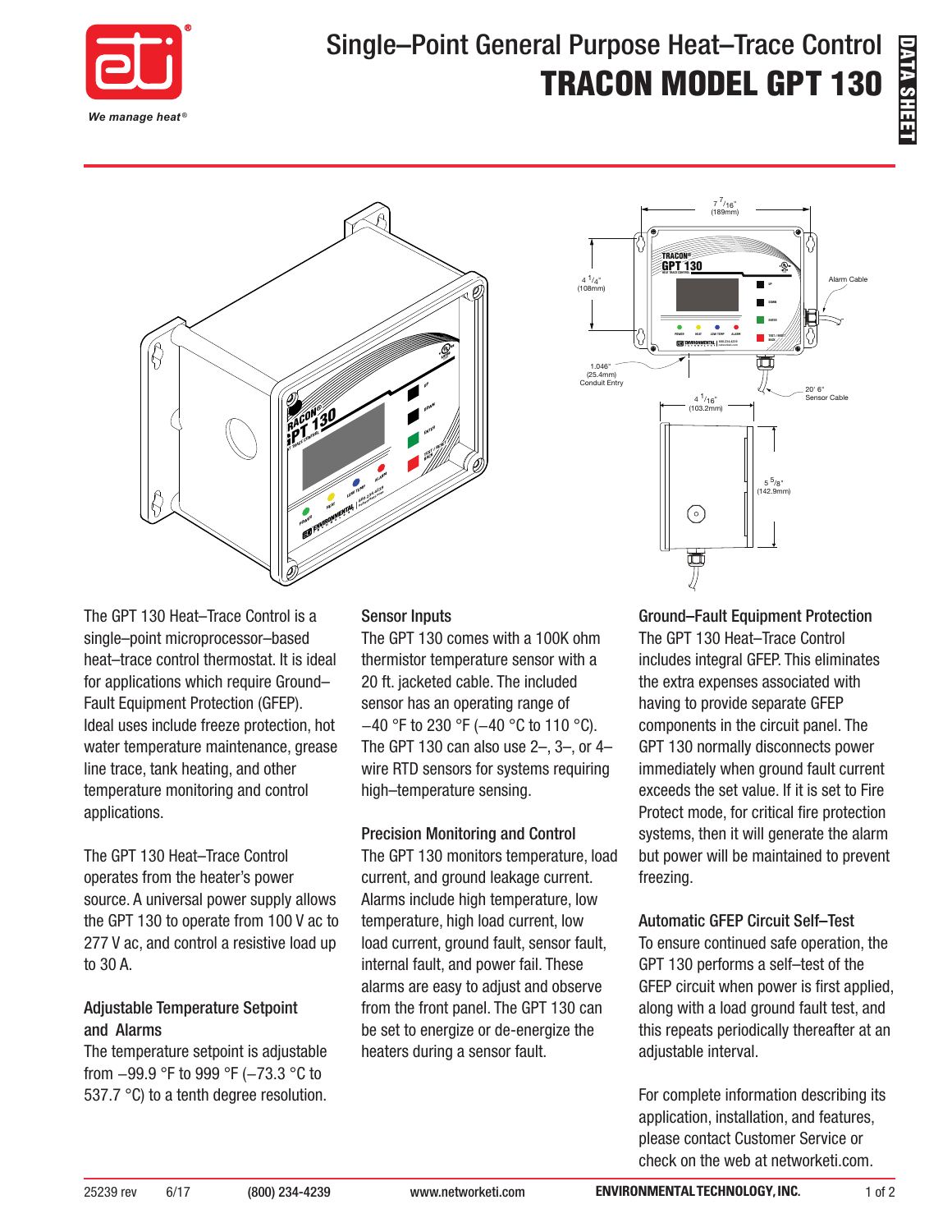# Single–Point General Purpose Heat–Trace Control

# TRACON MODEL GPT 130

The GPT 130 Heat–Trace Control is a single–point microprocessor–based heat–trace control thermostat. It is ideal for applications which require Ground–Fault Equipment Protection (GFEP). Ideal uses include freeze protection, hot water temperature maintenance, grease line trace, tank heating, and other temperature monitoring and control applications.

The GPT 130 Heat–Trace Control operates from the heater's power source. A universal power supply allows the GPT 130 to operate from 100 V ac to 277 V ac, and control a resistive load up to 30 A.

## Adjustable Temperature Setpoint and Alarms

The temperature setpoint is adjustable from –99.9 °F to 999 °F (–73.3 °C to 537.7 °C) to a tenth degree resolution.

## Sensor Inputs

The GPT 130 comes with a 100K ohm thermistor temperature sensor with a 20 ft. jacketed cable. The included sensor has an operating range of –40 °F to 230 °F (–40 °C to 110 °C). The GPT 130 can also use 2–, 3–, or 4–wire RTD sensors for systems requiring high–temperature sensing.

## Precision Monitoring and Control

The GPT 130 monitors temperature, load current, and ground leakage current. Alarms include high temperature, low temperature, high load current, low load current, ground fault, sensor fault, internal fault, and power fail. These alarms are easy to adjust and observe from the front panel. The GPT 130 can be set to energize or de-energize the heaters during a sensor fault.

## Ground–Fault Equipment Protection

The GPT 130 Heat–Trace Control includes integral GFEP. This eliminates the extra expenses associated with having to provide separate GFEP components in the circuit panel. The GPT 130 normally disconnects power immediately when ground fault current exceeds the set value. If it is set to Fire Protect mode, for critical fire protection systems, then it will generate the alarm but power will be maintained to prevent freezing.

## Automatic GFEP Circuit Self–Test

To ensure continued safe operation, the GPT 130 performs a self–test of the GFEP circuit when power is first applied, along with a load ground fault test, and this repeats periodically thereafter at an adjustable interval.

For complete information describing its application, installation, and features, please contact Customer Service or check on the web at networketi.com.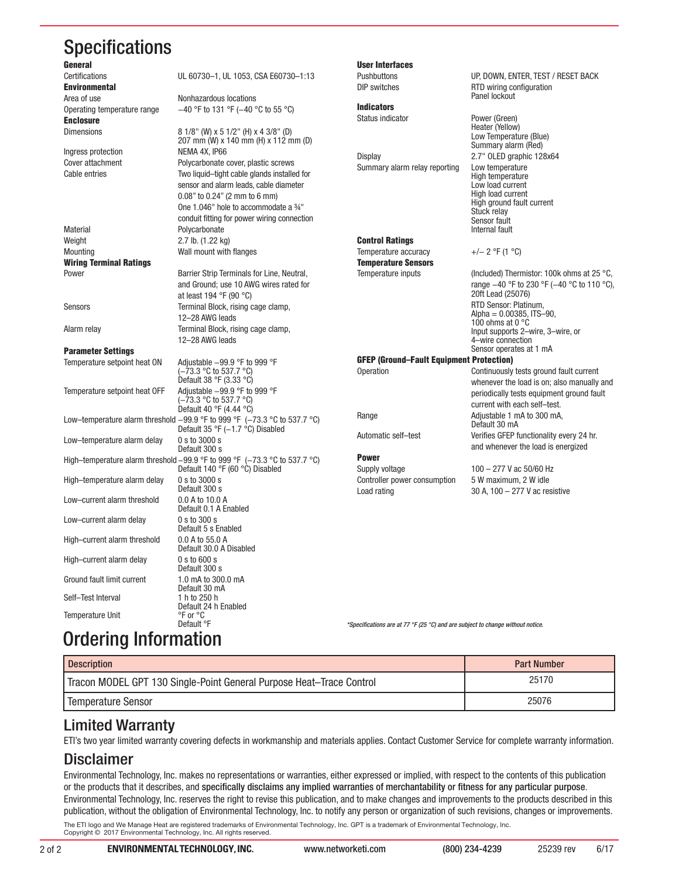# Specifications

**General**

| | |
|---|---|
| Certifications | UL 60730–1, UL 1053, CSA E60730–1:13 |

**Environmental**

| | |
|---|---|
| Area of use | Nonhazardous locations |
| Operating temperature range | –40 °F to 131 °F (–40 °C to 55 °C) |

**Enclosure**

| | |
|---|---|
| Dimensions | 8 1/8" (W) x 5 1/2" (H) x 4 3/8" (D) 207 mm (W) x 140 mm (H) x 112 mm (D) |
| Ingress protection | NEMA 4X, IP66 |
| Cover attachment | Polycarbonate cover, plastic screws |
| Cable entries | Two liquid–tight cable glands installed for sensor and alarm leads, cable diameter 0.08" to 0.24" (2 mm to 6 mm) One 1.046" hole to accommodate a ¾" conduit fitting for power wiring connection |
| Material | Polycarbonate |
| Weight | 2.7 lb. (1.22 kg) |
| Mounting | Wall mount with flanges |

**Wiring Terminal Ratings**

| | |
|---|---|
| Power | Barrier Strip Terminals for Line, Neutral, and Ground; use 10 AWG wires rated for at least 194 °F (90 °C) |
| Sensors | Terminal Block, rising cage clamp, 12–28 AWG leads |
| Alarm relay | Terminal Block, rising cage clamp, 12–28 AWG leads |

**Parameter Settings**

| | |
|---|---|
| Temperature setpoint heat ON | Adjustable –99.9 °F to 999 °F (–73.3 °C to 537.7 °C) Default 38 °F (3.33 °C) |
| Temperature setpoint heat OFF | Adjustable –99.9 °F to 999 °F (–73.3 °C to 537.7 °C) Default 40 °F (4.44 °C) |
| Low–temperature alarm threshold | –99.9 °F to 999 °F (–73.3 °C to 537.7 °C) Default 35 °F (–1.7 °C) Disabled |
| Low–temperature alarm delay | 0 s to 3000 s Default 300 s |
| High–temperature alarm threshold | –99.9 °F to 999 °F (–73.3 °C to 537.7 °C) Default 140 °F (60 °C) Disabled |
| High–temperature alarm delay | 0 s to 3000 s Default 300 s |
| Low–current alarm threshold | 0.0 A to 10.0 A Default 0.1 A Enabled |
| Low–current alarm delay | 0 s to 300 s Default 5 s Enabled |
| High–current alarm threshold | 0.0 A to 55.0 A Default 30.0 A Disabled |
| High–current alarm delay | 0 s to 600 s Default 300 s |
| Ground fault limit current | 1.0 mA to 300.0 mA Default 30 mA |
| Self–Test Interval | 1 h to 250 h Default 24 h Enabled |
| Temperature Unit | °F or °C Default °F |

**User Interfaces**

| | |
|---|---|
| Pushbuttons | UP, DOWN, ENTER, TEST / RESET BACK |
| DIP switches | RTD wiring configuration Panel lockout |

**Indicators**

| | |
|---|---|
| Status indicator | Power (Green) Heater (Yellow) Low Temperature (Blue) Summary alarm (Red) |
| Display | 2.7" OLED graphic 128x64 |
| Summary alarm relay reporting | Low temperature High temperature Low load current High load current High ground fault current Stuck relay Sensor fault Internal fault |

**Control Ratings**

| | |
|---|---|
| Temperature accuracy | +/– 2 °F (1 °C) |

**Temperature Sensors**

| | |
|---|---|
| Temperature inputs | (Included) Thermistor: 100k ohms at 25 °C, range –40 °F to 230 °F (–40 °C to 110 °C), 20ft Lead (25076) RTD Sensor: Platinum, Alpha = 0.00385, ITS–90, 100 ohms at 0 °C Input supports 2–wire, 3–wire, or 4–wire connection Sensor operates at 1 mA |

**GFEP (Ground–Fault Equipment Protection)**

| | |
|---|---|
| Operation | Continuously tests ground fault current whenever the load is on; also manually and periodically tests equipment ground fault current with each self–test. |
| Range | Adjustable 1 mA to 300 mA, Default 30 mA |
| Automatic self–test | Verifies GFEP functionality every 24 hr. and whenever the load is energized |

**Power**

| | |
|---|---|
| Supply voltage | 100 – 277 V ac 50/60 Hz |
| Controller power consumption | 5 W maximum, 2 W idle |
| Load rating | 30 A, 100 – 277 V ac resistive |

*\*Specifications are at 77 °F (25 °C) and are subject to change without notice.*

# Ordering Information

| Description | Part Number |
|---|---|
| Tracon MODEL GPT 130 Single-Point General Purpose Heat–Trace Control | 25170 |
| Temperature Sensor | 25076 |

## Limited Warranty

ETI's two year limited warranty covering defects in workmanship and materials applies. Contact Customer Service for complete warranty information.

## Disclaimer

Environmental Technology, Inc. makes no representations or warranties, either expressed or implied, with respect to the contents of this publication or the products that it describes, and specifically disclaims any implied warranties of merchantability or fitness for any particular purpose. Environmental Technology, Inc. reserves the right to revise this publication, and to make changes and improvements to the products described in this publication, without the obligation of Environmental Technology, Inc. to notify any person or organization of such revisions, changes or improvements.

The ETI logo and We Manage Heat are registered trademarks of Environmental Technology, Inc. GPT is a trademark of Environmental Technology, Inc.
Copyright © 2017 Environmental Technology, Inc. All rights reserved.

**ENVIRONMENTAL TECHNOLOGY, INC.** www.networketi.com (800) 234-4239 25239 rev 6/17